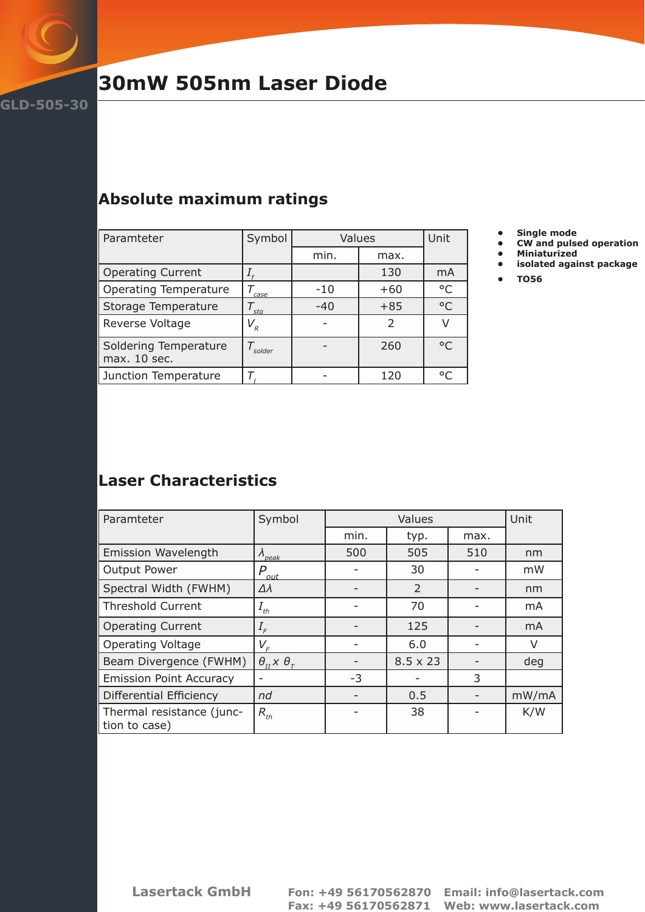# 30mW 505nm Laser Diode

GLD-505-30

## Absolute maximum ratings

| Paramteter | Symbol | Values | | Unit |
|---|---|---|---|---|
| | | min. | max. | |
| Operating Current | $I_f$ | | 130 | mA |
| Operating Temperature | $T_{case}$ | -10 | +60 | °C |
| Storage Temperature | $T_{stg}$ | -40 | +85 | °C |
| Reverse Voltage | $V_R$ | - | 2 | V |
| Soldering Temperature max. 10 sec. | $T_{solder}$ | - | 260 | °C |
| Junction Temperature | $T_j$ | - | 120 | °C |

- **Single mode**
- **CW and pulsed operation**
- **Miniaturized**
- **isolated against package**
- **TO56**

## Laser Characteristics

| Paramteter | Symbol | Values | | | Unit |
|---|---|---|---|---|---|
| | | min. | typ. | max. | |
| Emission Wavelength | $\lambda_{peak}$ | 500 | 505 | 510 | nm |
| Output Power | $P_{out}$ | - | 30 | - | mW |
| Spectral Width (FWHM) | $\Delta\lambda$ | - | 2 | - | nm |
| Threshold Current | $I_{th}$ | - | 70 | - | mA |
| Operating Current | $I_F$ | - | 125 | - | mA |
| Operating Voltage | $V_F$ | - | 6.0 | - | V |
| Beam Divergence (FWHM) | $\theta_{II} \times \theta_T$ | - | 8.5 x 23 | - | deg |
| Emission Point Accuracy | - | -3 | - | 3 | |
| Differential Efficiency | $nd$ | - | 0.5 | - | mW/mA |
| Thermal resistance (junction to case) | $R_{th}$ | - | 38 | - | K/W |

Lasertack GmbH

Fon: +49 56170562870 Email: info@lasertack.com
Fax: +49 56170562871 Web: www.lasertack.com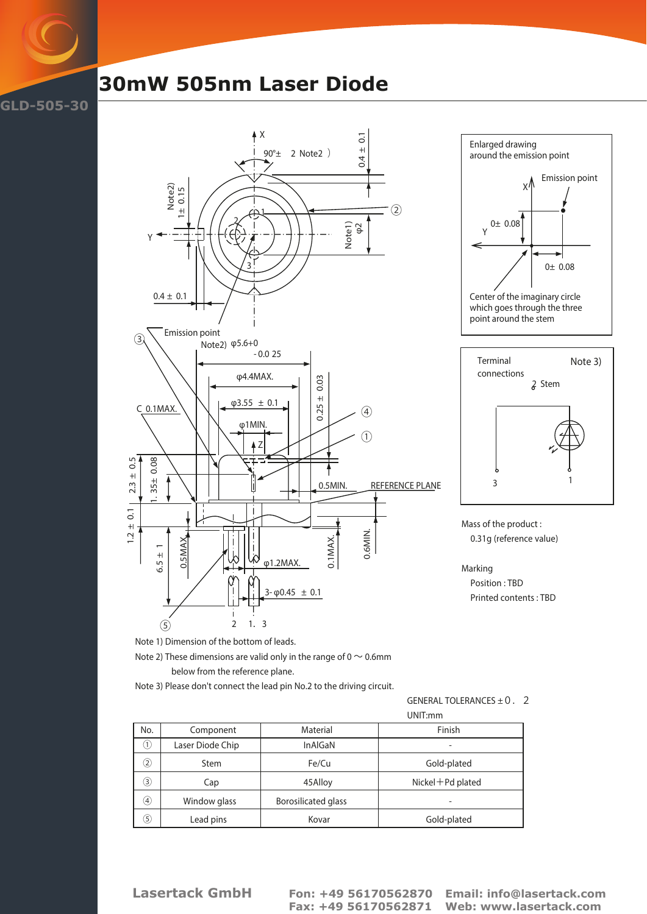# 30mW 505nm Laser Diode

GLD-505-30

X

90°± 2 Note2 )

0.4 ± 0.1

Note2) 1± 0.15

Y

2

1

3

Note1) φ2

0.4 ± 0.1

Emission point

Note2) φ5.6+0 -0.0 25

φ4.4MAX.

φ3.55 ± 0.1

φ1MIN.

Z

C 0.1MAX.

0.25 ± 0.03

2.3 ± 0.5

1. 35± 0.08

0.5MIN.

REFERENCE PLANE

1.2 ± 0.1

6.5 ± 1

0.5MAX.

φ1.2MAX.

0.1MAX.

0.6MIN.

3- φ0.45 ± 0.1

2 1. 3

Enlarged drawing around the emission point

Emission point

X

Y

0± 0.08

0± 0.08

Center of the imaginary circle which goes through the three point around the stem

Terminal connections

Note 3)

2 Stem

3

1

Mass of the product :
0.31g (reference value)

Marking
Position : TBD
Printed contents : TBD

Note 1) Dimension of the bottom of leads.

Note 2) These dimensions are valid only in the range of 0 ~ 0.6mm below from the reference plane.

Note 3) Please don't connect the lead pin No.2 to the driving circuit.

GENERAL TOLERANCES ± 0 . 2

UNIT:mm

| No. | Component | Material | Finish |
|---|---|---|---|
| ① | Laser Diode Chip | InAlGaN | - |
| ② | Stem | Fe/Cu | Gold-plated |
| ③ | Cap | 45Alloy | Nickel＋Pd plated |
| ④ | Window glass | Borosilicated glass | - |
| ⑤ | Lead pins | Kovar | Gold-plated |

Lasertack GmbH  Fon: +49 56170562870  Email: info@lasertack.com  Fax: +49 56170562871  Web: www.lasertack.com